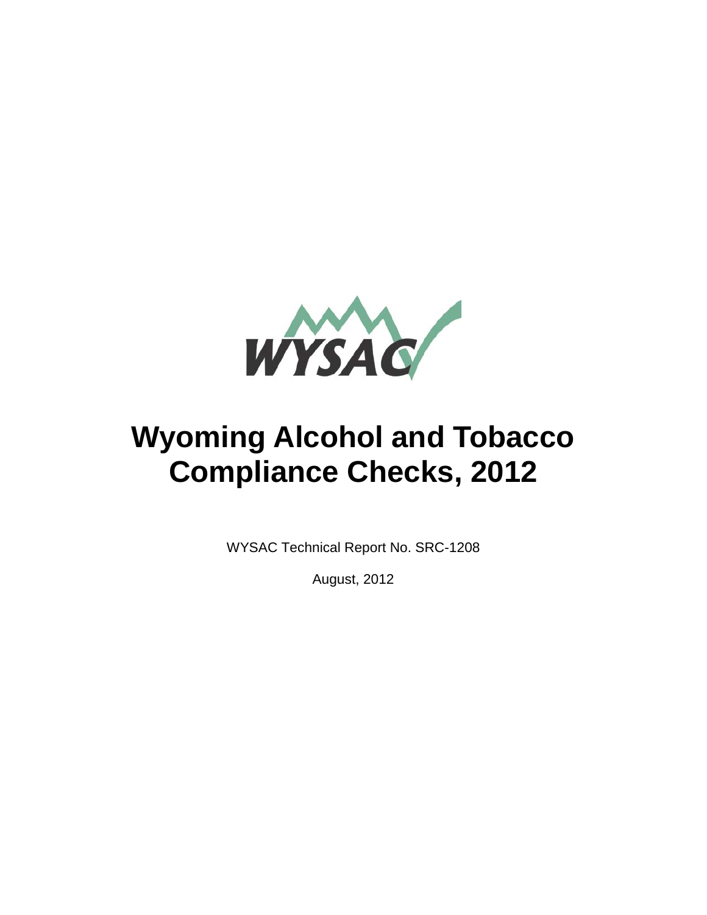WYSAC

# Wyoming Alcohol and Tobacco Compliance Checks, 2012

WYSAC Technical Report No. SRC-1208

August, 2012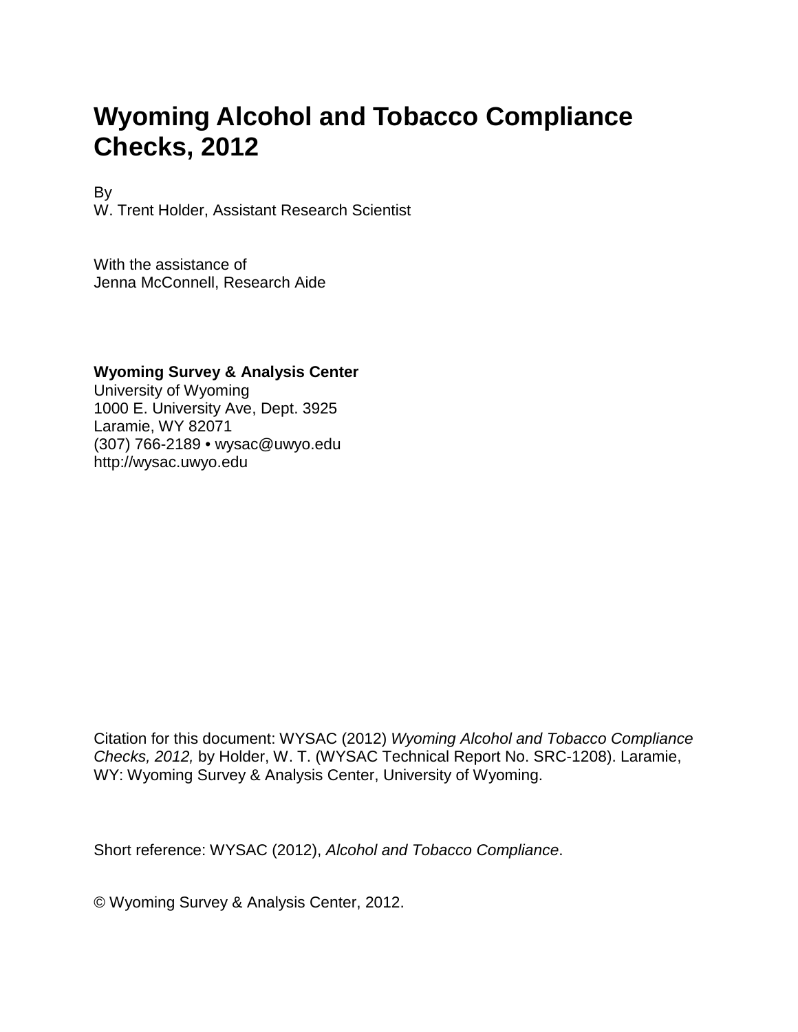# Wyoming Alcohol and Tobacco Compliance Checks, 2012

By
W. Trent Holder, Assistant Research Scientist

With the assistance of
Jenna McConnell, Research Aide

**Wyoming Survey & Analysis Center**
University of Wyoming
1000 E. University Ave, Dept. 3925
Laramie, WY 82071
(307) 766-2189 • wysac@uwyo.edu
http://wysac.uwyo.edu

Citation for this document: WYSAC (2012) *Wyoming Alcohol and Tobacco Compliance Checks, 2012,* by Holder, W. T. (WYSAC Technical Report No. SRC-1208). Laramie, WY: Wyoming Survey & Analysis Center, University of Wyoming.

Short reference: WYSAC (2012), *Alcohol and Tobacco Compliance*.

© Wyoming Survey & Analysis Center, 2012.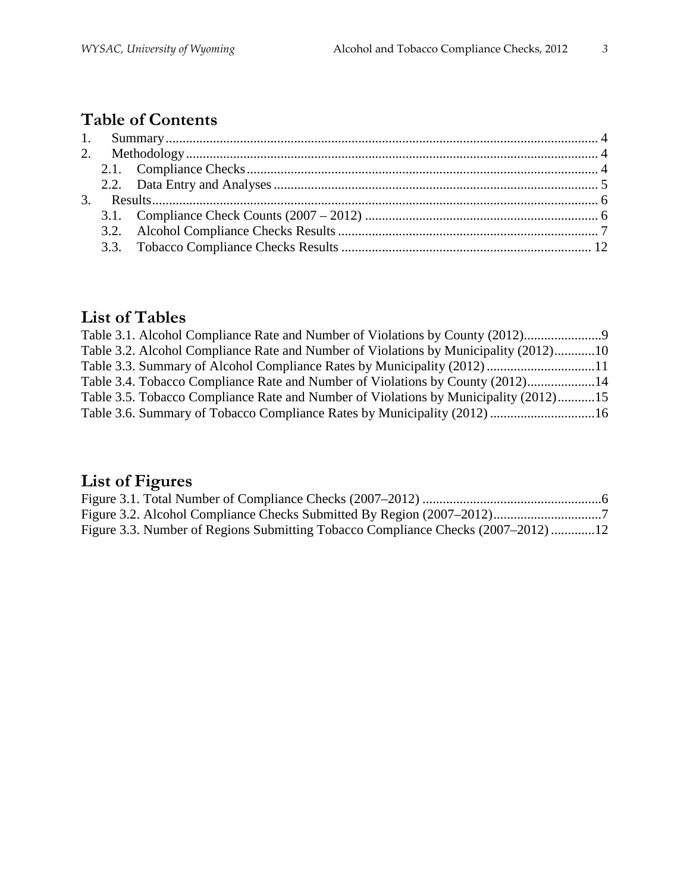## Table of Contents

1. Summary ........ 4
2. Methodology ........ 4
   - 2.1. Compliance Checks ........ 4
   - 2.2. Data Entry and Analyses ........ 5
3. Results ........ 6
   - 3.1. Compliance Check Counts (2007 – 2012) ........ 6
   - 3.2. Alcohol Compliance Checks Results ........ 7
   - 3.3. Tobacco Compliance Checks Results ........ 12

## List of Tables

Table 3.1. Alcohol Compliance Rate and Number of Violations by County (2012) ........ 9
Table 3.2. Alcohol Compliance Rate and Number of Violations by Municipality (2012) ........ 10
Table 3.3. Summary of Alcohol Compliance Rates by Municipality (2012) ........ 11
Table 3.4. Tobacco Compliance Rate and Number of Violations by County (2012) ........ 14
Table 3.5. Tobacco Compliance Rate and Number of Violations by Municipality (2012) ........ 15
Table 3.6. Summary of Tobacco Compliance Rates by Municipality (2012) ........ 16

## List of Figures

Figure 3.1. Total Number of Compliance Checks (2007–2012) ........ 6
Figure 3.2. Alcohol Compliance Checks Submitted By Region (2007–2012) ........ 7
Figure 3.3. Number of Regions Submitting Tobacco Compliance Checks (2007–2012) ........ 12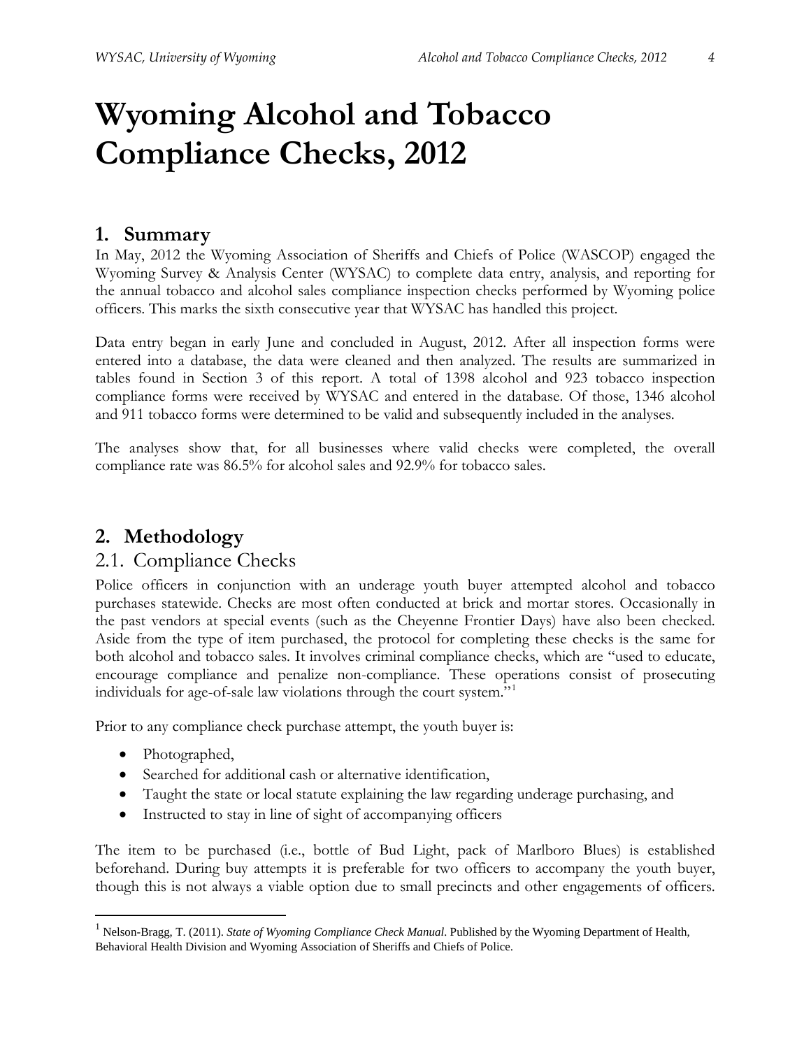# Wyoming Alcohol and Tobacco Compliance Checks, 2012

## 1. Summary

In May, 2012 the Wyoming Association of Sheriffs and Chiefs of Police (WASCOP) engaged the Wyoming Survey & Analysis Center (WYSAC) to complete data entry, analysis, and reporting for the annual tobacco and alcohol sales compliance inspection checks performed by Wyoming police officers. This marks the sixth consecutive year that WYSAC has handled this project.

Data entry began in early June and concluded in August, 2012. After all inspection forms were entered into a database, the data were cleaned and then analyzed. The results are summarized in tables found in Section 3 of this report. A total of 1398 alcohol and 923 tobacco inspection compliance forms were received by WYSAC and entered in the database. Of those, 1346 alcohol and 911 tobacco forms were determined to be valid and subsequently included in the analyses.

The analyses show that, for all businesses where valid checks were completed, the overall compliance rate was 86.5% for alcohol sales and 92.9% for tobacco sales.

## 2. Methodology

### 2.1. Compliance Checks

Police officers in conjunction with an underage youth buyer attempted alcohol and tobacco purchases statewide. Checks are most often conducted at brick and mortar stores. Occasionally in the past vendors at special events (such as the Cheyenne Frontier Days) have also been checked. Aside from the type of item purchased, the protocol for completing these checks is the same for both alcohol and tobacco sales. It involves criminal compliance checks, which are "used to educate, encourage compliance and penalize non-compliance. These operations consist of prosecuting individuals for age-of-sale law violations through the court system."[1]

Prior to any compliance check purchase attempt, the youth buyer is:

- Photographed,
- Searched for additional cash or alternative identification,
- Taught the state or local statute explaining the law regarding underage purchasing, and
- Instructed to stay in line of sight of accompanying officers

The item to be purchased (i.e., bottle of Bud Light, pack of Marlboro Blues) is established beforehand. During buy attempts it is preferable for two officers to accompany the youth buyer, though this is not always a viable option due to small precincts and other engagements of officers.

[1] Nelson-Bragg, T. (2011). *State of Wyoming Compliance Check Manual*. Published by the Wyoming Department of Health, Behavioral Health Division and Wyoming Association of Sheriffs and Chiefs of Police.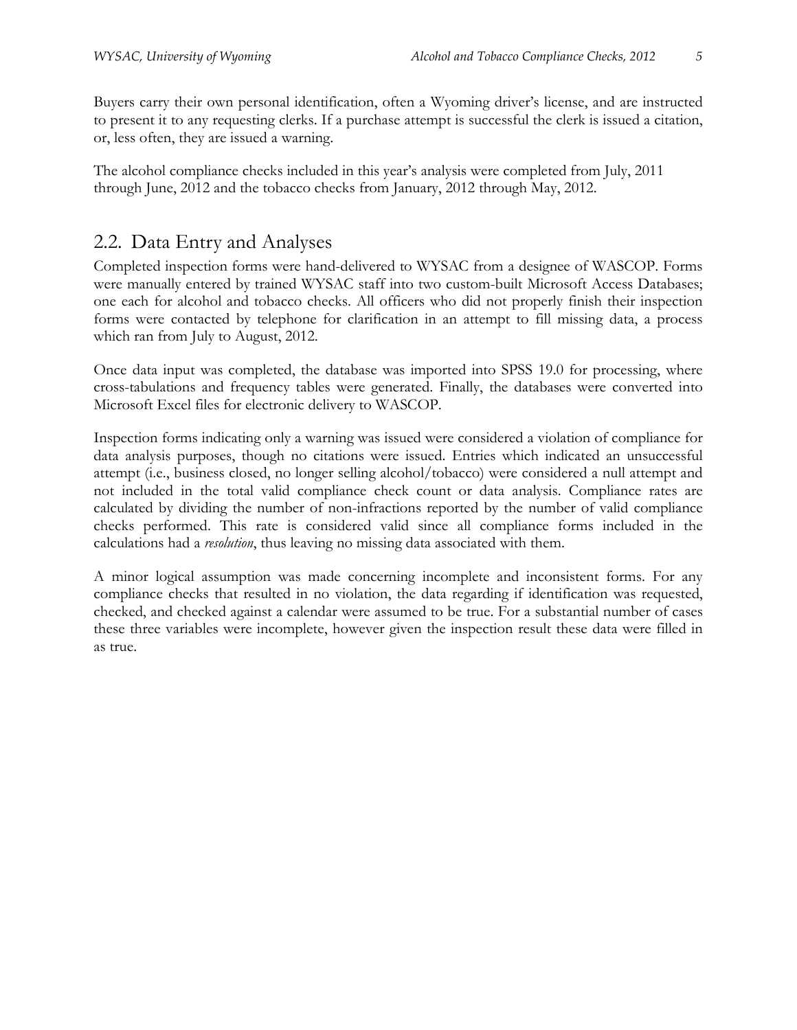Buyers carry their own personal identification, often a Wyoming driver's license, and are instructed to present it to any requesting clerks. If a purchase attempt is successful the clerk is issued a citation, or, less often, they are issued a warning.

The alcohol compliance checks included in this year's analysis were completed from July, 2011 through June, 2012 and the tobacco checks from January, 2012 through May, 2012.

## 2.2. Data Entry and Analyses

Completed inspection forms were hand-delivered to WYSAC from a designee of WASCOP. Forms were manually entered by trained WYSAC staff into two custom-built Microsoft Access Databases; one each for alcohol and tobacco checks. All officers who did not properly finish their inspection forms were contacted by telephone for clarification in an attempt to fill missing data, a process which ran from July to August, 2012.

Once data input was completed, the database was imported into SPSS 19.0 for processing, where cross-tabulations and frequency tables were generated. Finally, the databases were converted into Microsoft Excel files for electronic delivery to WASCOP.

Inspection forms indicating only a warning was issued were considered a violation of compliance for data analysis purposes, though no citations were issued. Entries which indicated an unsuccessful attempt (i.e., business closed, no longer selling alcohol/tobacco) were considered a null attempt and not included in the total valid compliance check count or data analysis. Compliance rates are calculated by dividing the number of non-infractions reported by the number of valid compliance checks performed. This rate is considered valid since all compliance forms included in the calculations had a *resolution*, thus leaving no missing data associated with them.

A minor logical assumption was made concerning incomplete and inconsistent forms. For any compliance checks that resulted in no violation, the data regarding if identification was requested, checked, and checked against a calendar were assumed to be true. For a substantial number of cases these three variables were incomplete, however given the inspection result these data were filled in as true.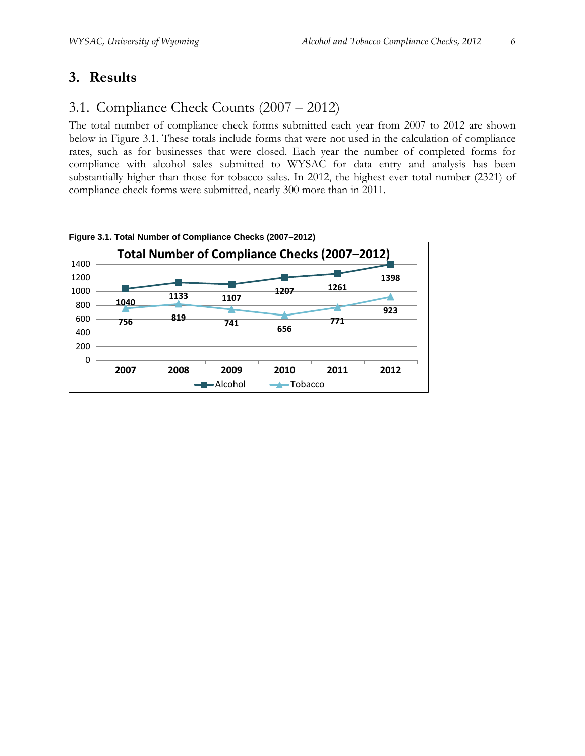# 3. Results

## 3.1. Compliance Check Counts (2007 – 2012)

The total number of compliance check forms submitted each year from 2007 to 2012 are shown below in Figure 3.1. These totals include forms that were not used in the calculation of compliance rates, such as for businesses that were closed. Each year the number of completed forms for compliance with alcohol sales submitted to WYSAC for data entry and analysis has been substantially higher than those for tobacco sales. In 2012, the highest ever total number (2321) of compliance check forms were submitted, nearly 300 more than in 2011.

**Figure 3.1. Total Number of Compliance Checks (2007–2012)**

| Year | Alcohol | Tobacco |
|---|---|---|
| 2007 | 1040 | 756 |
| 2008 | 1133 | 819 |
| 2009 | 1107 | 741 |
| 2010 | 1207 | 656 |
| 2011 | 1261 | 771 |
| 2012 | 1398 | 923 |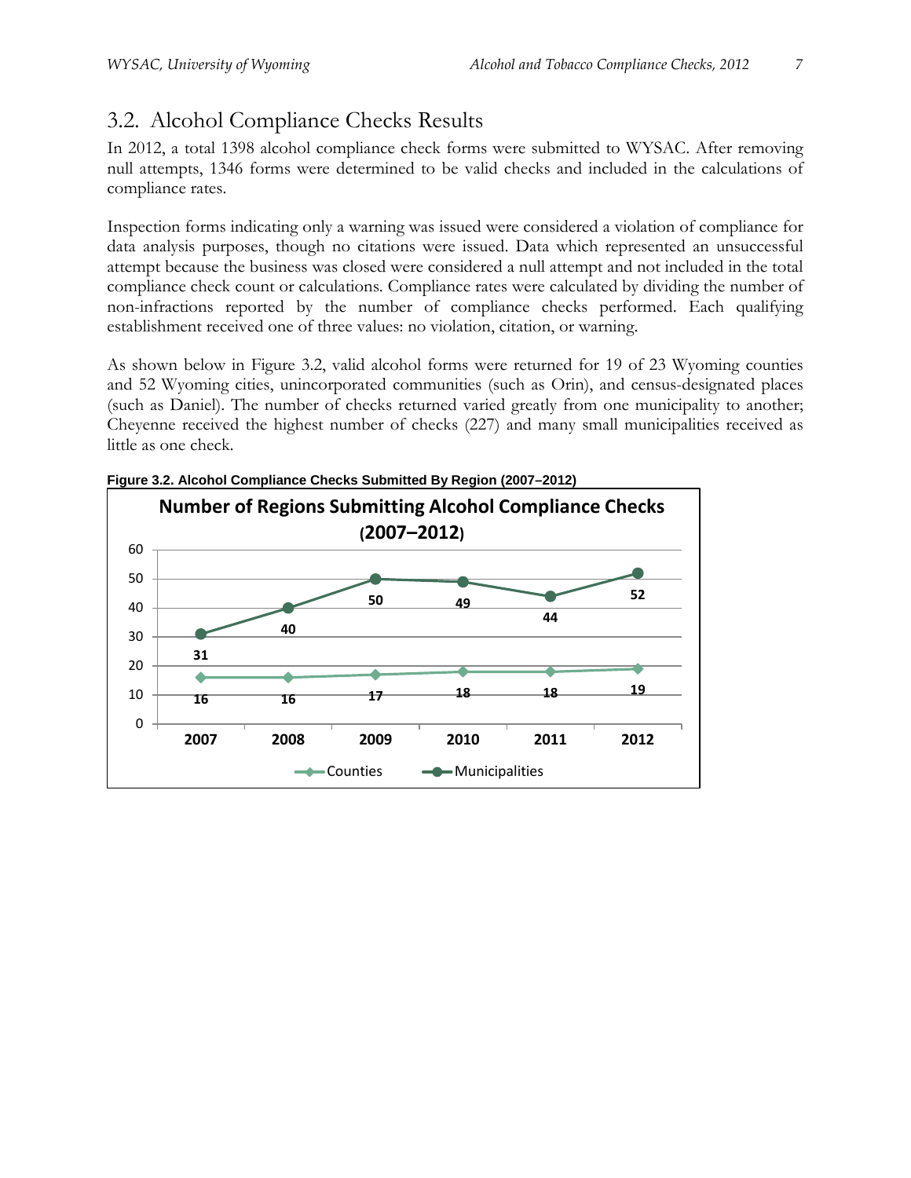## 3.2. Alcohol Compliance Checks Results

In 2012, a total 1398 alcohol compliance check forms were submitted to WYSAC. After removing null attempts, 1346 forms were determined to be valid checks and included in the calculations of compliance rates.

Inspection forms indicating only a warning was issued were considered a violation of compliance for data analysis purposes, though no citations were issued. Data which represented an unsuccessful attempt because the business was closed were considered a null attempt and not included in the total compliance check count or calculations. Compliance rates were calculated by dividing the number of non-infractions reported by the number of compliance checks performed. Each qualifying establishment received one of three values: no violation, citation, or warning.

As shown below in Figure 3.2, valid alcohol forms were returned for 19 of 23 Wyoming counties and 52 Wyoming cities, unincorporated communities (such as Orin), and census-designated places (such as Daniel). The number of checks returned varied greatly from one municipality to another; Cheyenne received the highest number of checks (227) and many small municipalities received as little as one check.

**Figure 3.2. Alcohol Compliance Checks Submitted By Region (2007–2012)**

**Number of Regions Submitting Alcohol Compliance Checks (2007–2012)**

| | 2007 | 2008 | 2009 | 2010 | 2011 | 2012 |
|---|---|---|---|---|---|---|
| Counties | 16 | 16 | 17 | 18 | 18 | 19 |
| Municipalities | 31 | 40 | 50 | 49 | 44 | 52 |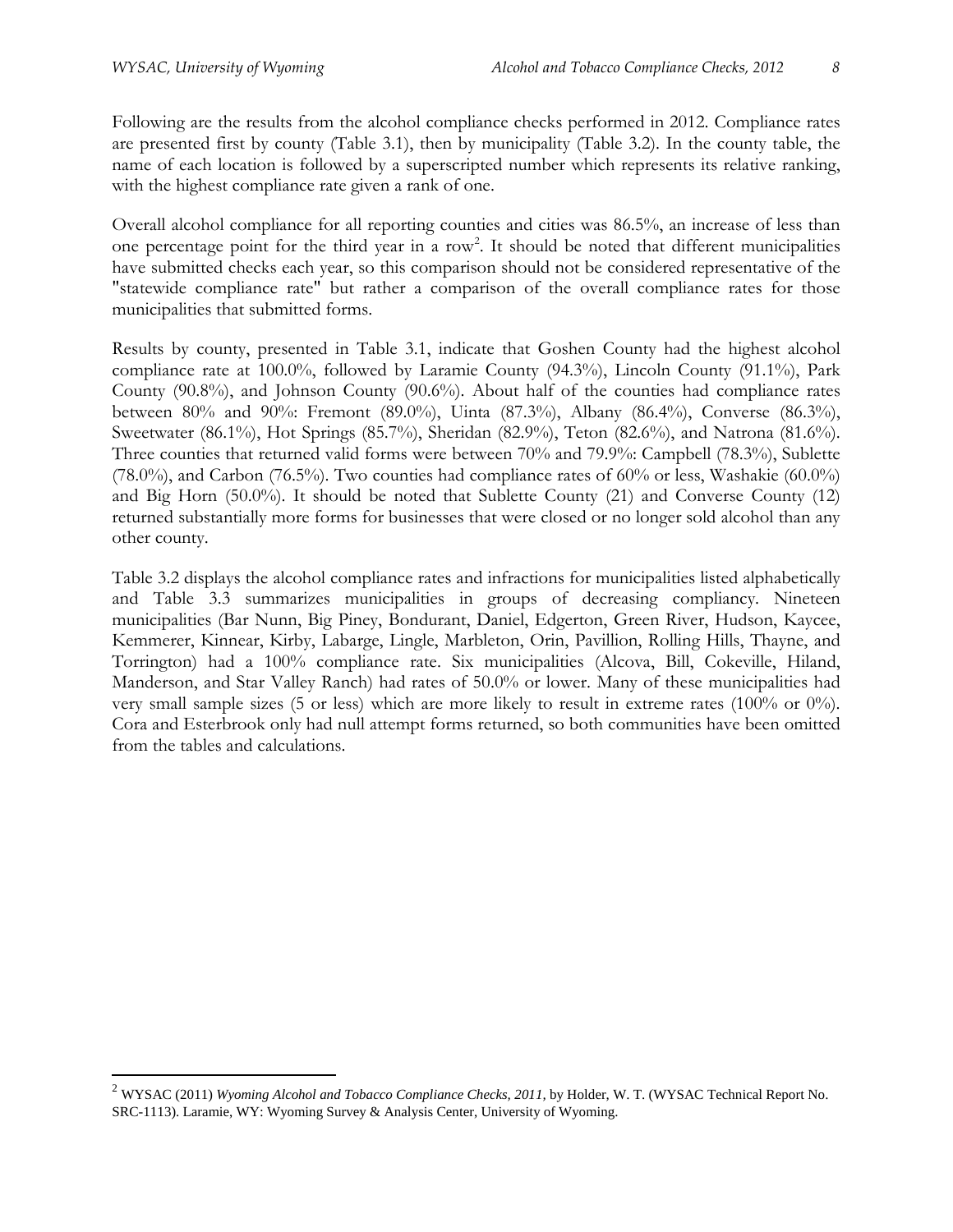Following are the results from the alcohol compliance checks performed in 2012. Compliance rates are presented first by county (Table 3.1), then by municipality (Table 3.2). In the county table, the name of each location is followed by a superscripted number which represents its relative ranking, with the highest compliance rate given a rank of one.

Overall alcohol compliance for all reporting counties and cities was 86.5%, an increase of less than one percentage point for the third year in a row[2]. It should be noted that different municipalities have submitted checks each year, so this comparison should not be considered representative of the "statewide compliance rate" but rather a comparison of the overall compliance rates for those municipalities that submitted forms.

Results by county, presented in Table 3.1, indicate that Goshen County had the highest alcohol compliance rate at 100.0%, followed by Laramie County (94.3%), Lincoln County (91.1%), Park County (90.8%), and Johnson County (90.6%). About half of the counties had compliance rates between 80% and 90%: Fremont (89.0%), Uinta (87.3%), Albany (86.4%), Converse (86.3%), Sweetwater (86.1%), Hot Springs (85.7%), Sheridan (82.9%), Teton (82.6%), and Natrona (81.6%). Three counties that returned valid forms were between 70% and 79.9%: Campbell (78.3%), Sublette (78.0%), and Carbon (76.5%). Two counties had compliance rates of 60% or less, Washakie (60.0%) and Big Horn (50.0%). It should be noted that Sublette County (21) and Converse County (12) returned substantially more forms for businesses that were closed or no longer sold alcohol than any other county.

Table 3.2 displays the alcohol compliance rates and infractions for municipalities listed alphabetically and Table 3.3 summarizes municipalities in groups of decreasing compliancy. Nineteen municipalities (Bar Nunn, Big Piney, Bondurant, Daniel, Edgerton, Green River, Hudson, Kaycee, Kemmerer, Kinnear, Kirby, Labarge, Lingle, Marbleton, Orin, Pavillion, Rolling Hills, Thayne, and Torrington) had a 100% compliance rate. Six municipalities (Alcova, Bill, Cokeville, Hiland, Manderson, and Star Valley Ranch) had rates of 50.0% or lower. Many of these municipalities had very small sample sizes (5 or less) which are more likely to result in extreme rates (100% or 0%). Cora and Esterbrook only had null attempt forms returned, so both communities have been omitted from the tables and calculations.

---

[2] WYSAC (2011) *Wyoming Alcohol and Tobacco Compliance Checks, 2011,* by Holder, W. T. (WYSAC Technical Report No. SRC-1113). Laramie, WY: Wyoming Survey & Analysis Center, University of Wyoming.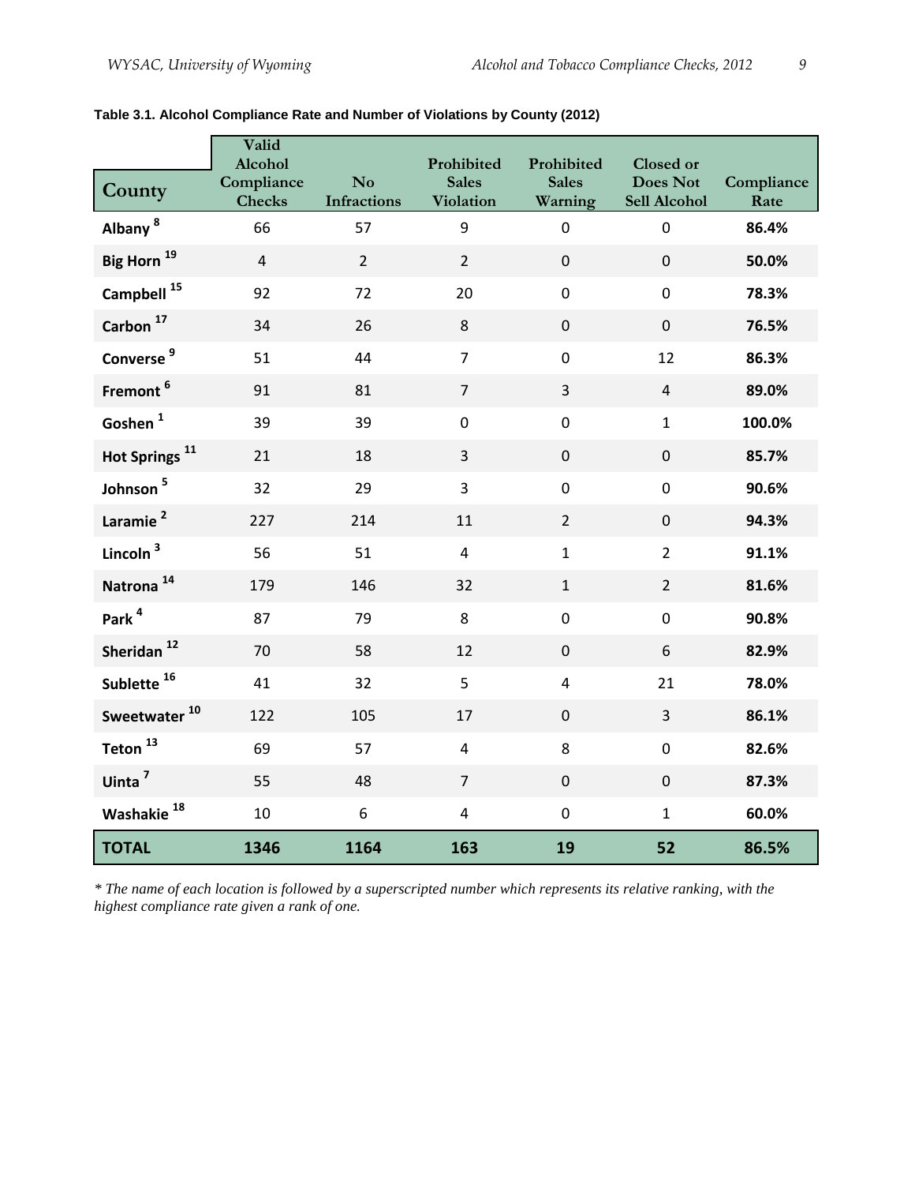**Table 3.1. Alcohol Compliance Rate and Number of Violations by County (2012)**

| County | Valid Alcohol Compliance Checks | No Infractions | Prohibited Sales Violation | Prohibited Sales Warning | Closed or Does Not Sell Alcohol | Compliance Rate |
|---|---|---|---|---|---|---|
| **Albany** [8] | 66 | 57 | 9 | 0 | 0 | **86.4%** |
| **Big Horn** [19] | 4 | 2 | 2 | 0 | 0 | **50.0%** |
| **Campbell** [15] | 92 | 72 | 20 | 0 | 0 | **78.3%** |
| **Carbon** [17] | 34 | 26 | 8 | 0 | 0 | **76.5%** |
| **Converse** [9] | 51 | 44 | 7 | 0 | 12 | **86.3%** |
| **Fremont** [6] | 91 | 81 | 7 | 3 | 4 | **89.0%** |
| **Goshen** [1] | 39 | 39 | 0 | 0 | 1 | **100.0%** |
| **Hot Springs** [11] | 21 | 18 | 3 | 0 | 0 | **85.7%** |
| **Johnson** [5] | 32 | 29 | 3 | 0 | 0 | **90.6%** |
| **Laramie** [2] | 227 | 214 | 11 | 2 | 0 | **94.3%** |
| **Lincoln** [3] | 56 | 51 | 4 | 1 | 2 | **91.1%** |
| **Natrona** [14] | 179 | 146 | 32 | 1 | 2 | **81.6%** |
| **Park** [4] | 87 | 79 | 8 | 0 | 0 | **90.8%** |
| **Sheridan** [12] | 70 | 58 | 12 | 0 | 6 | **82.9%** |
| **Sublette** [16] | 41 | 32 | 5 | 4 | 21 | **78.0%** |
| **Sweetwater** [10] | 122 | 105 | 17 | 0 | 3 | **86.1%** |
| **Teton** [13] | 69 | 57 | 4 | 8 | 0 | **82.6%** |
| **Uinta** [7] | 55 | 48 | 7 | 0 | 0 | **87.3%** |
| **Washakie** [18] | 10 | 6 | 4 | 0 | 1 | **60.0%** |
| **TOTAL** | **1346** | **1164** | **163** | **19** | **52** | **86.5%** |

*\* The name of each location is followed by a superscripted number which represents its relative ranking, with the highest compliance rate given a rank of one.*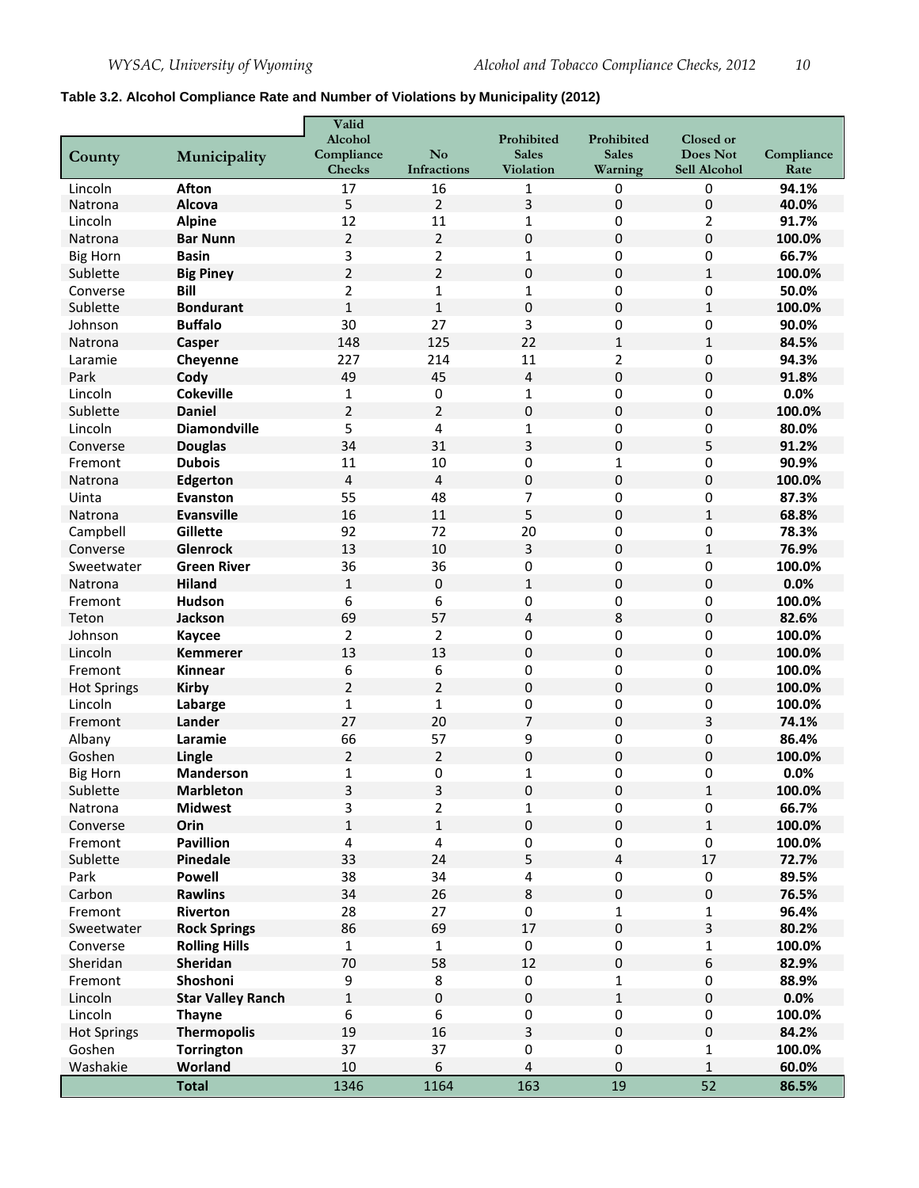**Table 3.2. Alcohol Compliance Rate and Number of Violations by Municipality (2012)**

| County | Municipality | Valid Alcohol Compliance Checks | No Infractions | Prohibited Sales Violation | Prohibited Sales Warning | Closed or Does Not Sell Alcohol | Compliance Rate |
|---|---|---|---|---|---|---|---|
| Lincoln | **Afton** | 17 | 16 | 1 | 0 | 0 | **94.1%** |
| Natrona | **Alcova** | 5 | 2 | 3 | 0 | 0 | **40.0%** |
| Lincoln | **Alpine** | 12 | 11 | 1 | 0 | 2 | **91.7%** |
| Natrona | **Bar Nunn** | 2 | 2 | 0 | 0 | 0 | **100.0%** |
| Big Horn | **Basin** | 3 | 2 | 1 | 0 | 0 | **66.7%** |
| Sublette | **Big Piney** | 2 | 2 | 0 | 0 | 1 | **100.0%** |
| Converse | **Bill** | 2 | 1 | 1 | 0 | 0 | **50.0%** |
| Sublette | **Bondurant** | 1 | 1 | 0 | 0 | 1 | **100.0%** |
| Johnson | **Buffalo** | 30 | 27 | 3 | 0 | 0 | **90.0%** |
| Natrona | **Casper** | 148 | 125 | 22 | 1 | 1 | **84.5%** |
| Laramie | **Cheyenne** | 227 | 214 | 11 | 2 | 0 | **94.3%** |
| Park | **Cody** | 49 | 45 | 4 | 0 | 0 | **91.8%** |
| Lincoln | **Cokeville** | 1 | 0 | 1 | 0 | 0 | **0.0%** |
| Sublette | **Daniel** | 2 | 2 | 0 | 0 | 0 | **100.0%** |
| Lincoln | **Diamondville** | 5 | 4 | 1 | 0 | 0 | **80.0%** |
| Converse | **Douglas** | 34 | 31 | 3 | 0 | 5 | **91.2%** |
| Fremont | **Dubois** | 11 | 10 | 0 | 1 | 0 | **90.9%** |
| Natrona | **Edgerton** | 4 | 4 | 0 | 0 | 0 | **100.0%** |
| Uinta | **Evanston** | 55 | 48 | 7 | 0 | 0 | **87.3%** |
| Natrona | **Evansville** | 16 | 11 | 5 | 0 | 1 | **68.8%** |
| Campbell | **Gillette** | 92 | 72 | 20 | 0 | 0 | **78.3%** |
| Converse | **Glenrock** | 13 | 10 | 3 | 0 | 1 | **76.9%** |
| Sweetwater | **Green River** | 36 | 36 | 0 | 0 | 0 | **100.0%** |
| Natrona | **Hiland** | 1 | 0 | 1 | 0 | 0 | **0.0%** |
| Fremont | **Hudson** | 6 | 6 | 0 | 0 | 0 | **100.0%** |
| Teton | **Jackson** | 69 | 57 | 4 | 8 | 0 | **82.6%** |
| Johnson | **Kaycee** | 2 | 2 | 0 | 0 | 0 | **100.0%** |
| Lincoln | **Kemmerer** | 13 | 13 | 0 | 0 | 0 | **100.0%** |
| Fremont | **Kinnear** | 6 | 6 | 0 | 0 | 0 | **100.0%** |
| Hot Springs | **Kirby** | 2 | 2 | 0 | 0 | 0 | **100.0%** |
| Lincoln | **Labarge** | 1 | 1 | 0 | 0 | 0 | **100.0%** |
| Fremont | **Lander** | 27 | 20 | 7 | 0 | 3 | **74.1%** |
| Albany | **Laramie** | 66 | 57 | 9 | 0 | 0 | **86.4%** |
| Goshen | **Lingle** | 2 | 2 | 0 | 0 | 0 | **100.0%** |
| Big Horn | **Manderson** | 1 | 0 | 1 | 0 | 0 | **0.0%** |
| Sublette | **Marbleton** | 3 | 3 | 0 | 0 | 1 | **100.0%** |
| Natrona | **Midwest** | 3 | 2 | 1 | 0 | 0 | **66.7%** |
| Converse | **Orin** | 1 | 1 | 0 | 0 | 1 | **100.0%** |
| Fremont | **Pavillion** | 4 | 4 | 0 | 0 | 0 | **100.0%** |
| Sublette | **Pinedale** | 33 | 24 | 5 | 4 | 17 | **72.7%** |
| Park | **Powell** | 38 | 34 | 4 | 0 | 0 | **89.5%** |
| Carbon | **Rawlins** | 34 | 26 | 8 | 0 | 0 | **76.5%** |
| Fremont | **Riverton** | 28 | 27 | 0 | 1 | 1 | **96.4%** |
| Sweetwater | **Rock Springs** | 86 | 69 | 17 | 0 | 3 | **80.2%** |
| Converse | **Rolling Hills** | 1 | 1 | 0 | 0 | 1 | **100.0%** |
| Sheridan | **Sheridan** | 70 | 58 | 12 | 0 | 6 | **82.9%** |
| Fremont | **Shoshoni** | 9 | 8 | 0 | 1 | 0 | **88.9%** |
| Lincoln | **Star Valley Ranch** | 1 | 0 | 0 | 1 | 0 | **0.0%** |
| Lincoln | **Thayne** | 6 | 6 | 0 | 0 | 0 | **100.0%** |
| Hot Springs | **Thermopolis** | 19 | 16 | 3 | 0 | 0 | **84.2%** |
| Goshen | **Torrington** | 37 | 37 | 0 | 0 | 1 | **100.0%** |
| Washakie | **Worland** | 10 | 6 | 4 | 0 | 1 | **60.0%** |
| | **Total** | 1346 | 1164 | 163 | 19 | 52 | **86.5%** |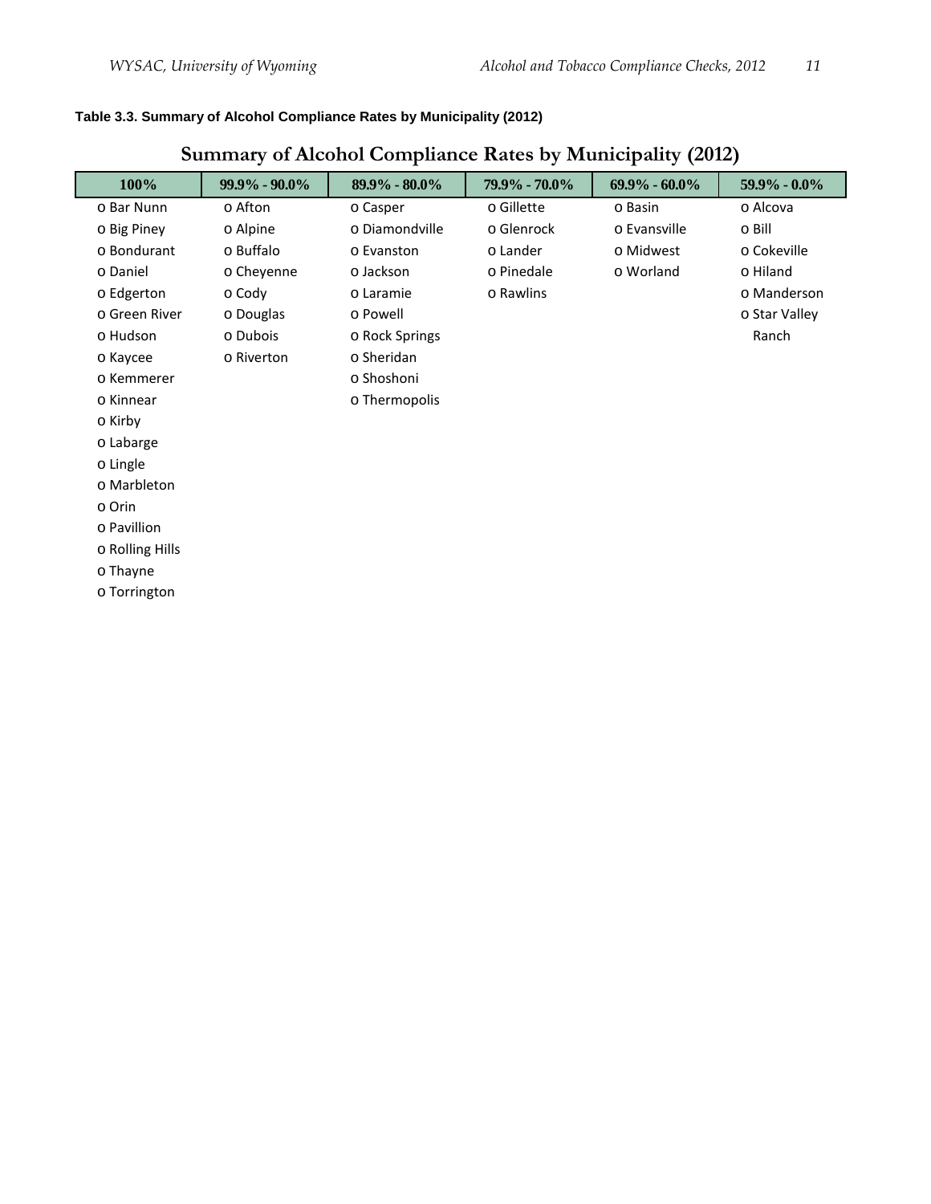**Table 3.3. Summary of Alcohol Compliance Rates by Municipality (2012)**

## Summary of Alcohol Compliance Rates by Municipality (2012)

| 100% | 99.9% - 90.0% | 89.9% - 80.0% | 79.9% - 70.0% | 69.9% - 60.0% | 59.9% - 0.0% |
|---|---|---|---|---|---|
| o Bar Nunn | o Afton | o Casper | o Gillette | o Basin | o Alcova |
| o Big Piney | o Alpine | o Diamondville | o Glenrock | o Evansville | o Bill |
| o Bondurant | o Buffalo | o Evanston | o Lander | o Midwest | o Cokeville |
| o Daniel | o Cheyenne | o Jackson | o Pinedale | o Worland | o Hiland |
| o Edgerton | o Cody | o Laramie | o Rawlins | | o Manderson |
| o Green River | o Douglas | o Powell | | | o Star Valley Ranch |
| o Hudson | o Dubois | o Rock Springs | | | |
| o Kaycee | o Riverton | o Sheridan | | | |
| o Kemmerer | | o Shoshoni | | | |
| o Kinnear | | o Thermopolis | | | |
| o Kirby | | | | | |
| o Labarge | | | | | |
| o Lingle | | | | | |
| o Marbleton | | | | | |
| o Orin | | | | | |
| o Pavillion | | | | | |
| o Rolling Hills | | | | | |
| o Thayne | | | | | |
| o Torrington | | | | | |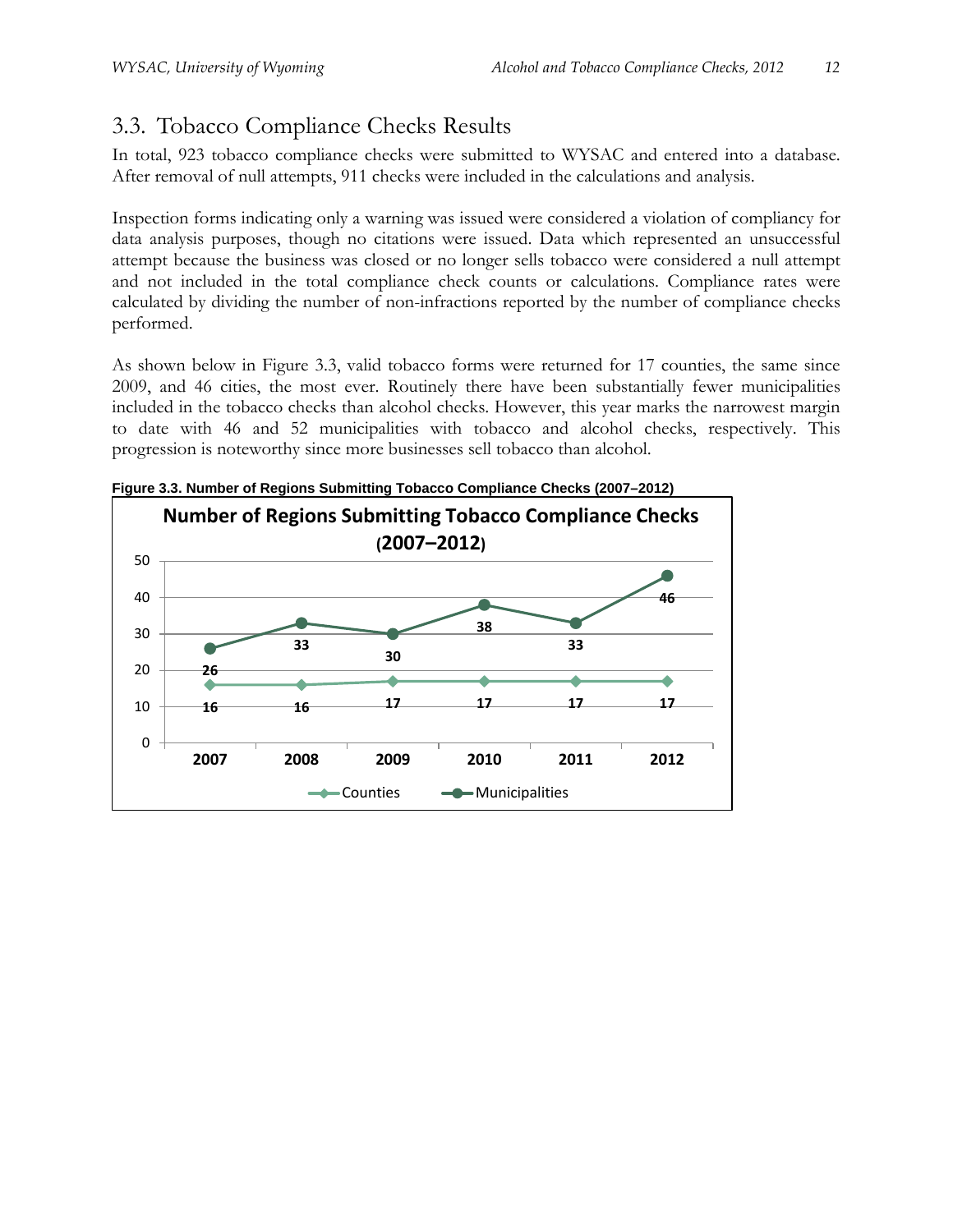## 3.3. Tobacco Compliance Checks Results

In total, 923 tobacco compliance checks were submitted to WYSAC and entered into a database. After removal of null attempts, 911 checks were included in the calculations and analysis.

Inspection forms indicating only a warning was issued were considered a violation of compliancy for data analysis purposes, though no citations were issued. Data which represented an unsuccessful attempt because the business was closed or no longer sells tobacco were considered a null attempt and not included in the total compliance check counts or calculations. Compliance rates were calculated by dividing the number of non-infractions reported by the number of compliance checks performed.

As shown below in Figure 3.3, valid tobacco forms were returned for 17 counties, the same since 2009, and 46 cities, the most ever. Routinely there have been substantially fewer municipalities included in the tobacco checks than alcohol checks. However, this year marks the narrowest margin to date with 46 and 52 municipalities with tobacco and alcohol checks, respectively. This progression is noteworthy since more businesses sell tobacco than alcohol.

**Figure 3.3. Number of Regions Submitting Tobacco Compliance Checks (2007–2012)**

**Number of Regions Submitting Tobacco Compliance Checks (2007–2012)**

| | 2007 | 2008 | 2009 | 2010 | 2011 | 2012 |
|---|---|---|---|---|---|---|
| Counties | 16 | 16 | 17 | 17 | 17 | 17 |
| Municipalities | 26 | 33 | 30 | 38 | 33 | 46 |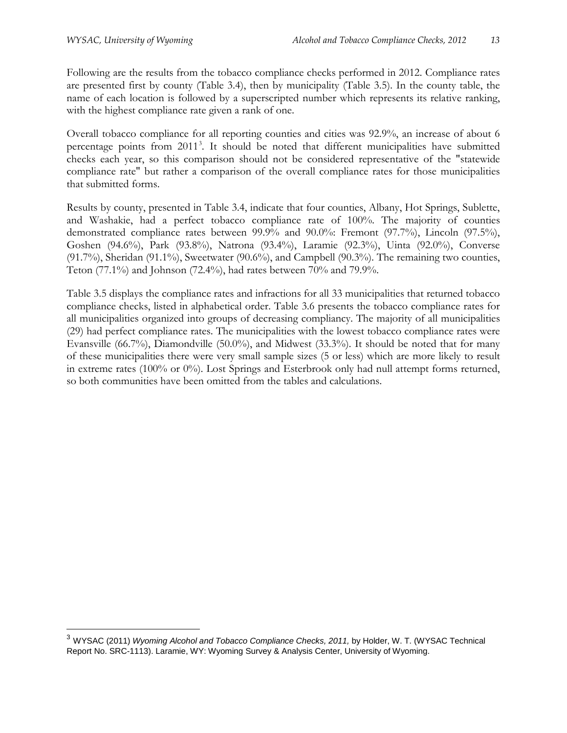Following are the results from the tobacco compliance checks performed in 2012. Compliance rates are presented first by county (Table 3.4), then by municipality (Table 3.5). In the county table, the name of each location is followed by a superscripted number which represents its relative ranking, with the highest compliance rate given a rank of one.

Overall tobacco compliance for all reporting counties and cities was 92.9%, an increase of about 6 percentage points from 2011[3]. It should be noted that different municipalities have submitted checks each year, so this comparison should not be considered representative of the "statewide compliance rate" but rather a comparison of the overall compliance rates for those municipalities that submitted forms.

Results by county, presented in Table 3.4, indicate that four counties, Albany, Hot Springs, Sublette, and Washakie, had a perfect tobacco compliance rate of 100%. The majority of counties demonstrated compliance rates between 99.9% and 90.0%: Fremont (97.7%), Lincoln (97.5%), Goshen (94.6%), Park (93.8%), Natrona (93.4%), Laramie (92.3%), Uinta (92.0%), Converse (91.7%), Sheridan (91.1%), Sweetwater (90.6%), and Campbell (90.3%). The remaining two counties, Teton (77.1%) and Johnson (72.4%), had rates between 70% and 79.9%.

Table 3.5 displays the compliance rates and infractions for all 33 municipalities that returned tobacco compliance checks, listed in alphabetical order. Table 3.6 presents the tobacco compliance rates for all municipalities organized into groups of decreasing compliancy. The majority of all municipalities (29) had perfect compliance rates. The municipalities with the lowest tobacco compliance rates were Evansville (66.7%), Diamondville (50.0%), and Midwest (33.3%). It should be noted that for many of these municipalities there were very small sample sizes (5 or less) which are more likely to result in extreme rates (100% or 0%). Lost Springs and Esterbrook only had null attempt forms returned, so both communities have been omitted from the tables and calculations.

---

[3] WYSAC (2011) *Wyoming Alcohol and Tobacco Compliance Checks, 2011,* by Holder, W. T. (WYSAC Technical Report No. SRC-1113). Laramie, WY: Wyoming Survey & Analysis Center, University of Wyoming.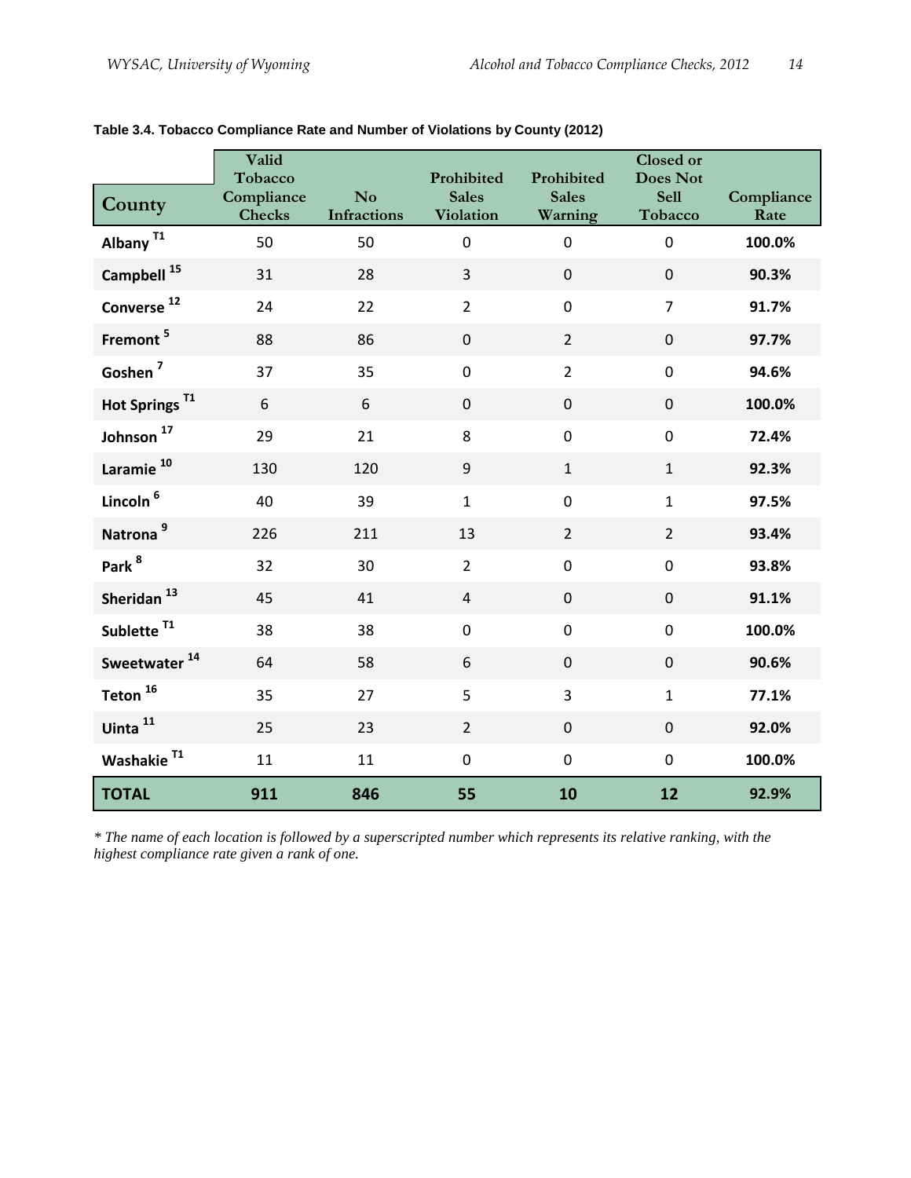**Table 3.4. Tobacco Compliance Rate and Number of Violations by County (2012)**

| County | Valid Tobacco Compliance Checks | No Infractions | Prohibited Sales Violation | Prohibited Sales Warning | Closed or Does Not Sell Tobacco | Compliance Rate |
|---|---|---|---|---|---|---|
| **Albany** [T1] | 50 | 50 | 0 | 0 | 0 | **100.0%** |
| **Campbell** [15] | 31 | 28 | 3 | 0 | 0 | **90.3%** |
| **Converse** [12] | 24 | 22 | 2 | 0 | 7 | **91.7%** |
| **Fremont** [5] | 88 | 86 | 0 | 2 | 0 | **97.7%** |
| **Goshen** [7] | 37 | 35 | 0 | 2 | 0 | **94.6%** |
| **Hot Springs** [T1] | 6 | 6 | 0 | 0 | 0 | **100.0%** |
| **Johnson** [17] | 29 | 21 | 8 | 0 | 0 | **72.4%** |
| **Laramie** [10] | 130 | 120 | 9 | 1 | 1 | **92.3%** |
| **Lincoln** [6] | 40 | 39 | 1 | 0 | 1 | **97.5%** |
| **Natrona** [9] | 226 | 211 | 13 | 2 | 2 | **93.4%** |
| **Park** [8] | 32 | 30 | 2 | 0 | 0 | **93.8%** |
| **Sheridan** [13] | 45 | 41 | 4 | 0 | 0 | **91.1%** |
| **Sublette** [T1] | 38 | 38 | 0 | 0 | 0 | **100.0%** |
| **Sweetwater** [14] | 64 | 58 | 6 | 0 | 0 | **90.6%** |
| **Teton** [16] | 35 | 27 | 5 | 3 | 1 | **77.1%** |
| **Uinta** [11] | 25 | 23 | 2 | 0 | 0 | **92.0%** |
| **Washakie** [T1] | 11 | 11 | 0 | 0 | 0 | **100.0%** |
| **TOTAL** | **911** | **846** | **55** | **10** | **12** | **92.9%** |

*\* The name of each location is followed by a superscripted number which represents its relative ranking, with the highest compliance rate given a rank of one.*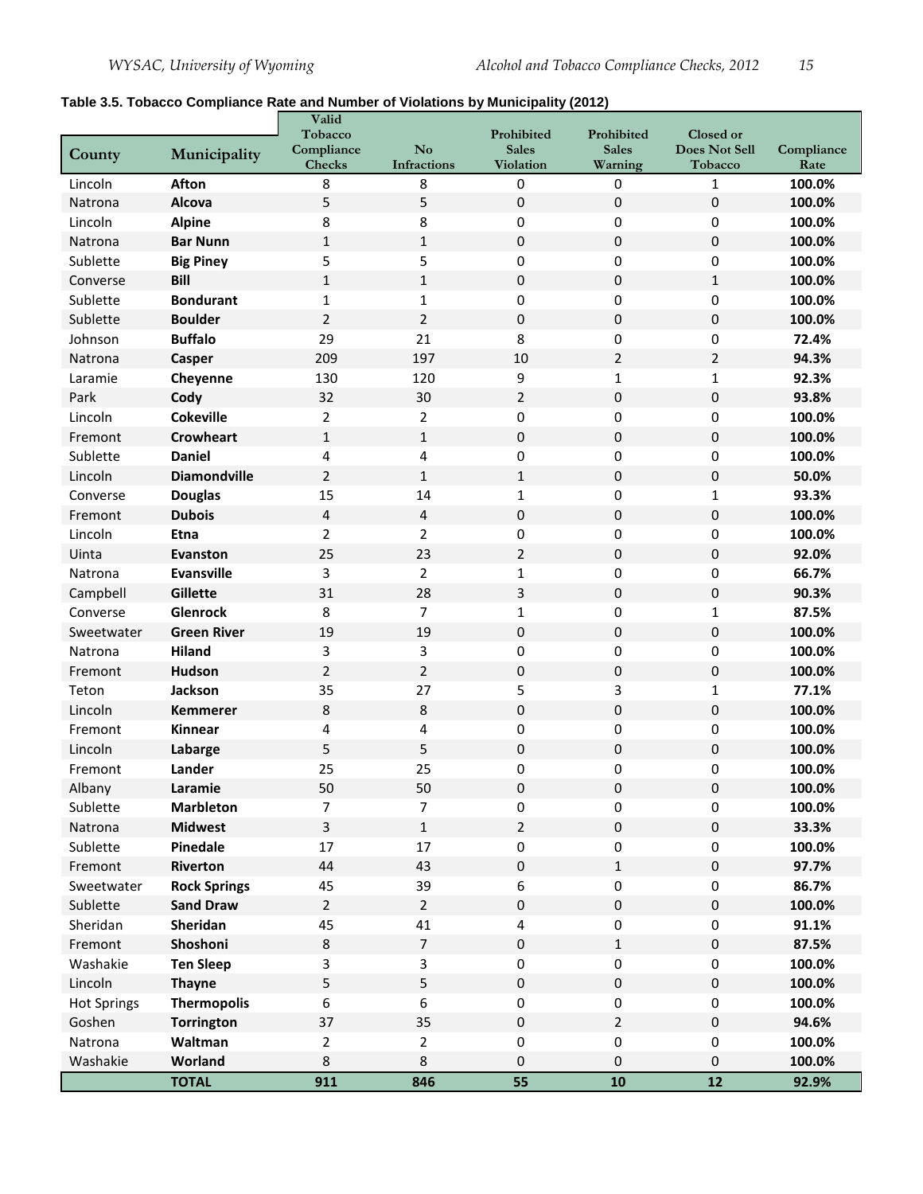**Table 3.5. Tobacco Compliance Rate and Number of Violations by Municipality (2012)**

| County | Municipality | Valid Tobacco Compliance Checks | No Infractions | Prohibited Sales Violation | Prohibited Sales Warning | Closed or Does Not Sell Tobacco | Compliance Rate |
|---|---|---|---|---|---|---|---|
| Lincoln | **Afton** | 8 | 8 | 0 | 0 | 1 | **100.0%** |
| Natrona | **Alcova** | 5 | 5 | 0 | 0 | 0 | **100.0%** |
| Lincoln | **Alpine** | 8 | 8 | 0 | 0 | 0 | **100.0%** |
| Natrona | **Bar Nunn** | 1 | 1 | 0 | 0 | 0 | **100.0%** |
| Sublette | **Big Piney** | 5 | 5 | 0 | 0 | 0 | **100.0%** |
| Converse | **Bill** | 1 | 1 | 0 | 0 | 1 | **100.0%** |
| Sublette | **Bondurant** | 1 | 1 | 0 | 0 | 0 | **100.0%** |
| Sublette | **Boulder** | 2 | 2 | 0 | 0 | 0 | **100.0%** |
| Johnson | **Buffalo** | 29 | 21 | 8 | 0 | 0 | **72.4%** |
| Natrona | **Casper** | 209 | 197 | 10 | 2 | 2 | **94.3%** |
| Laramie | **Cheyenne** | 130 | 120 | 9 | 1 | 1 | **92.3%** |
| Park | **Cody** | 32 | 30 | 2 | 0 | 0 | **93.8%** |
| Lincoln | **Cokeville** | 2 | 2 | 0 | 0 | 0 | **100.0%** |
| Fremont | **Crowheart** | 1 | 1 | 0 | 0 | 0 | **100.0%** |
| Sublette | **Daniel** | 4 | 4 | 0 | 0 | 0 | **100.0%** |
| Lincoln | **Diamondville** | 2 | 1 | 1 | 0 | 0 | **50.0%** |
| Converse | **Douglas** | 15 | 14 | 1 | 0 | 1 | **93.3%** |
| Fremont | **Dubois** | 4 | 4 | 0 | 0 | 0 | **100.0%** |
| Lincoln | **Etna** | 2 | 2 | 0 | 0 | 0 | **100.0%** |
| Uinta | **Evanston** | 25 | 23 | 2 | 0 | 0 | **92.0%** |
| Natrona | **Evansville** | 3 | 2 | 1 | 0 | 0 | **66.7%** |
| Campbell | **Gillette** | 31 | 28 | 3 | 0 | 0 | **90.3%** |
| Converse | **Glenrock** | 8 | 7 | 1 | 0 | 1 | **87.5%** |
| Sweetwater | **Green River** | 19 | 19 | 0 | 0 | 0 | **100.0%** |
| Natrona | **Hiland** | 3 | 3 | 0 | 0 | 0 | **100.0%** |
| Fremont | **Hudson** | 2 | 2 | 0 | 0 | 0 | **100.0%** |
| Teton | **Jackson** | 35 | 27 | 5 | 3 | 1 | **77.1%** |
| Lincoln | **Kemmerer** | 8 | 8 | 0 | 0 | 0 | **100.0%** |
| Fremont | **Kinnear** | 4 | 4 | 0 | 0 | 0 | **100.0%** |
| Lincoln | **Labarge** | 5 | 5 | 0 | 0 | 0 | **100.0%** |
| Fremont | **Lander** | 25 | 25 | 0 | 0 | 0 | **100.0%** |
| Albany | **Laramie** | 50 | 50 | 0 | 0 | 0 | **100.0%** |
| Sublette | **Marbleton** | 7 | 7 | 0 | 0 | 0 | **100.0%** |
| Natrona | **Midwest** | 3 | 1 | 2 | 0 | 0 | **33.3%** |
| Sublette | **Pinedale** | 17 | 17 | 0 | 0 | 0 | **100.0%** |
| Fremont | **Riverton** | 44 | 43 | 0 | 1 | 0 | **97.7%** |
| Sweetwater | **Rock Springs** | 45 | 39 | 6 | 0 | 0 | **86.7%** |
| Sublette | **Sand Draw** | 2 | 2 | 0 | 0 | 0 | **100.0%** |
| Sheridan | **Sheridan** | 45 | 41 | 4 | 0 | 0 | **91.1%** |
| Fremont | **Shoshoni** | 8 | 7 | 0 | 1 | 0 | **87.5%** |
| Washakie | **Ten Sleep** | 3 | 3 | 0 | 0 | 0 | **100.0%** |
| Lincoln | **Thayne** | 5 | 5 | 0 | 0 | 0 | **100.0%** |
| Hot Springs | **Thermopolis** | 6 | 6 | 0 | 0 | 0 | **100.0%** |
| Goshen | **Torrington** | 37 | 35 | 0 | 2 | 0 | **94.6%** |
| Natrona | **Waltman** | 2 | 2 | 0 | 0 | 0 | **100.0%** |
| Washakie | **Worland** | 8 | 8 | 0 | 0 | 0 | **100.0%** |
| | **TOTAL** | **911** | **846** | **55** | **10** | **12** | **92.9%** |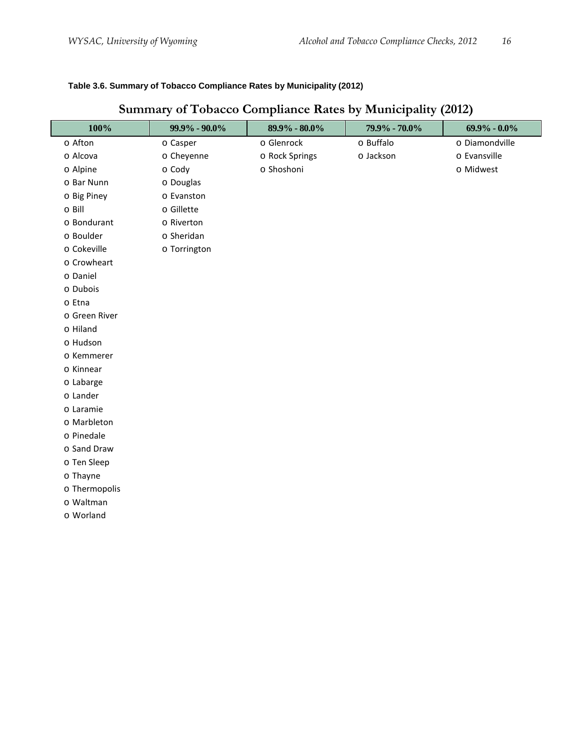**Table 3.6. Summary of Tobacco Compliance Rates by Municipality (2012)**

## Summary of Tobacco Compliance Rates by Municipality (2012)

| 100% | 99.9% - 90.0% | 89.9% - 80.0% | 79.9% - 70.0% | 69.9% - 0.0% |
|---|---|---|---|---|
| o Afton | o Casper | o Glenrock | o Buffalo | o Diamondville |
| o Alcova | o Cheyenne | o Rock Springs | o Jackson | o Evansville |
| o Alpine | o Cody | o Shoshoni | | o Midwest |
| o Bar Nunn | o Douglas | | | |
| o Big Piney | o Evanston | | | |
| o Bill | o Gillette | | | |
| o Bondurant | o Riverton | | | |
| o Boulder | o Sheridan | | | |
| o Cokeville | o Torrington | | | |
| o Crowheart | | | | |
| o Daniel | | | | |
| o Dubois | | | | |
| o Etna | | | | |
| o Green River | | | | |
| o Hiland | | | | |
| o Hudson | | | | |
| o Kemmerer | | | | |
| o Kinnear | | | | |
| o Labarge | | | | |
| o Lander | | | | |
| o Laramie | | | | |
| o Marbleton | | | | |
| o Pinedale | | | | |
| o Sand Draw | | | | |
| o Ten Sleep | | | | |
| o Thayne | | | | |
| o Thermopolis | | | | |
| o Waltman | | | | |
| o Worland | | | | |